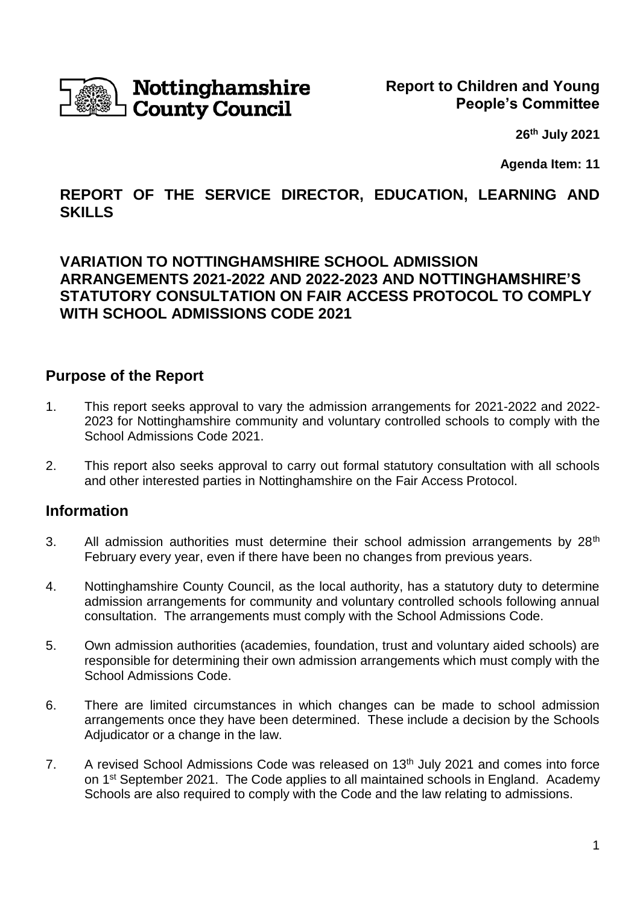Nottinghamshire County Council

**Report to Children and Young People's Committee**

**26th July 2021**

**Agenda Item: 11**

## REPORT OF THE SERVICE DIRECTOR, EDUCATION, LEARNING AND SKILLS

## VARIATION TO NOTTINGHAMSHIRE SCHOOL ADMISSION ARRANGEMENTS 2021-2022 AND 2022-2023 AND NOTTINGHAMSHIRE'S STATUTORY CONSULTATION ON FAIR ACCESS PROTOCOL TO COMPLY WITH SCHOOL ADMISSIONS CODE 2021

## Purpose of the Report

1. This report seeks approval to vary the admission arrangements for 2021-2022 and 2022-2023 for Nottinghamshire community and voluntary controlled schools to comply with the School Admissions Code 2021.

2. This report also seeks approval to carry out formal statutory consultation with all schools and other interested parties in Nottinghamshire on the Fair Access Protocol.

## Information

3. All admission authorities must determine their school admission arrangements by 28th February every year, even if there have been no changes from previous years.

4. Nottinghamshire County Council, as the local authority, has a statutory duty to determine admission arrangements for community and voluntary controlled schools following annual consultation. The arrangements must comply with the School Admissions Code.

5. Own admission authorities (academies, foundation, trust and voluntary aided schools) are responsible for determining their own admission arrangements which must comply with the School Admissions Code.

6. There are limited circumstances in which changes can be made to school admission arrangements once they have been determined. These include a decision by the Schools Adjudicator or a change in the law.

7. A revised School Admissions Code was released on 13th July 2021 and comes into force on 1st September 2021. The Code applies to all maintained schools in England. Academy Schools are also required to comply with the Code and the law relating to admissions.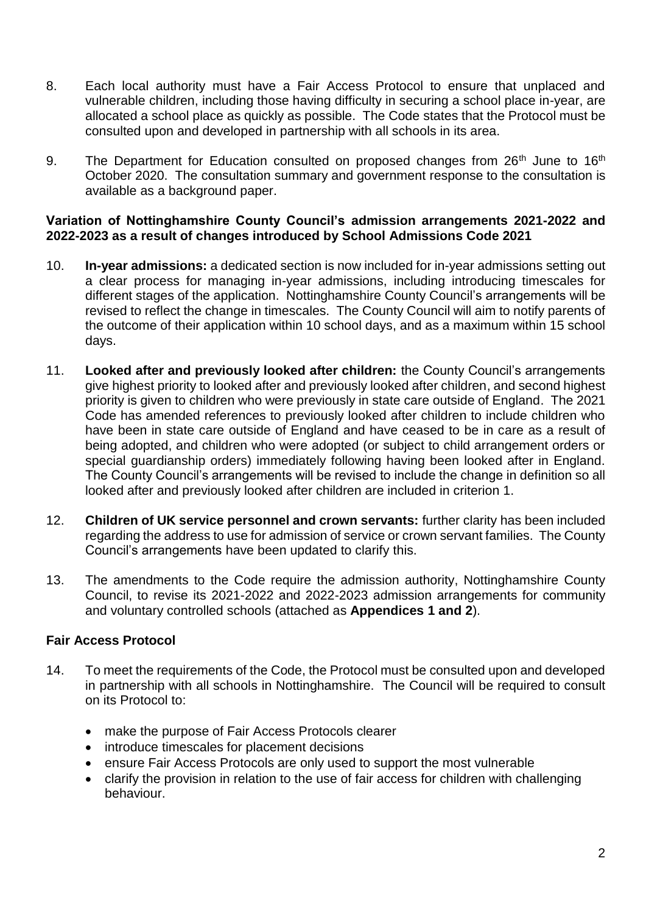8. Each local authority must have a Fair Access Protocol to ensure that unplaced and vulnerable children, including those having difficulty in securing a school place in-year, are allocated a school place as quickly as possible. The Code states that the Protocol must be consulted upon and developed in partnership with all schools in its area.

9. The Department for Education consulted on proposed changes from 26th June to 16th October 2020. The consultation summary and government response to the consultation is available as a background paper.

**Variation of Nottinghamshire County Council's admission arrangements 2021-2022 and 2022-2023 as a result of changes introduced by School Admissions Code 2021**

10. **In-year admissions:** a dedicated section is now included for in-year admissions setting out a clear process for managing in-year admissions, including introducing timescales for different stages of the application. Nottinghamshire County Council's arrangements will be revised to reflect the change in timescales. The County Council will aim to notify parents of the outcome of their application within 10 school days, and as a maximum within 15 school days.

11. **Looked after and previously looked after children:** the County Council's arrangements give highest priority to looked after and previously looked after children, and second highest priority is given to children who were previously in state care outside of England. The 2021 Code has amended references to previously looked after children to include children who have been in state care outside of England and have ceased to be in care as a result of being adopted, and children who were adopted (or subject to child arrangement orders or special guardianship orders) immediately following having been looked after in England. The County Council's arrangements will be revised to include the change in definition so all looked after and previously looked after children are included in criterion 1.

12. **Children of UK service personnel and crown servants:** further clarity has been included regarding the address to use for admission of service or crown servant families. The County Council's arrangements have been updated to clarify this.

13. The amendments to the Code require the admission authority, Nottinghamshire County Council, to revise its 2021-2022 and 2022-2023 admission arrangements for community and voluntary controlled schools (attached as **Appendices 1 and 2**).

**Fair Access Protocol**

14. To meet the requirements of the Code, the Protocol must be consulted upon and developed in partnership with all schools in Nottinghamshire. The Council will be required to consult on its Protocol to:

    - make the purpose of Fair Access Protocols clearer
    - introduce timescales for placement decisions
    - ensure Fair Access Protocols are only used to support the most vulnerable
    - clarify the provision in relation to the use of fair access for children with challenging behaviour.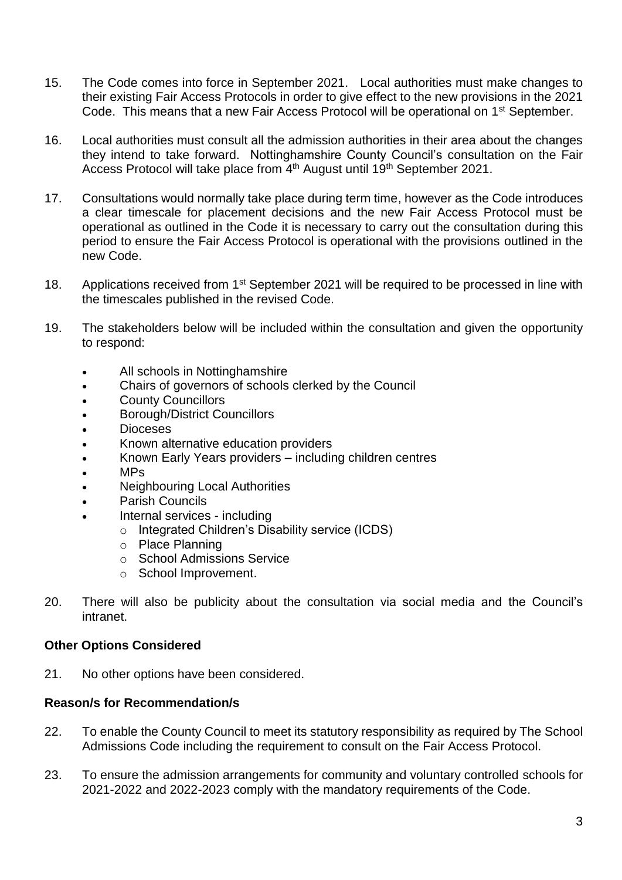15. The Code comes into force in September 2021. Local authorities must make changes to their existing Fair Access Protocols in order to give effect to the new provisions in the 2021 Code. This means that a new Fair Access Protocol will be operational on 1st September.

16. Local authorities must consult all the admission authorities in their area about the changes they intend to take forward. Nottinghamshire County Council's consultation on the Fair Access Protocol will take place from 4th August until 19th September 2021.

17. Consultations would normally take place during term time, however as the Code introduces a clear timescale for placement decisions and the new Fair Access Protocol must be operational as outlined in the Code it is necessary to carry out the consultation during this period to ensure the Fair Access Protocol is operational with the provisions outlined in the new Code.

18. Applications received from 1st September 2021 will be required to be processed in line with the timescales published in the revised Code.

19. The stakeholders below will be included within the consultation and given the opportunity to respond:

    - All schools in Nottinghamshire
    - Chairs of governors of schools clerked by the Council
    - County Councillors
    - Borough/District Councillors
    - Dioceses
    - Known alternative education providers
    - Known Early Years providers – including children centres
    - MPs
    - Neighbouring Local Authorities
    - Parish Councils
    - Internal services - including
        - Integrated Children's Disability service (ICDS)
        - Place Planning
        - School Admissions Service
        - School Improvement.

20. There will also be publicity about the consultation via social media and the Council's intranet.

**Other Options Considered**

21. No other options have been considered.

**Reason/s for Recommendation/s**

22. To enable the County Council to meet its statutory responsibility as required by The School Admissions Code including the requirement to consult on the Fair Access Protocol.

23. To ensure the admission arrangements for community and voluntary controlled schools for 2021-2022 and 2022-2023 comply with the mandatory requirements of the Code.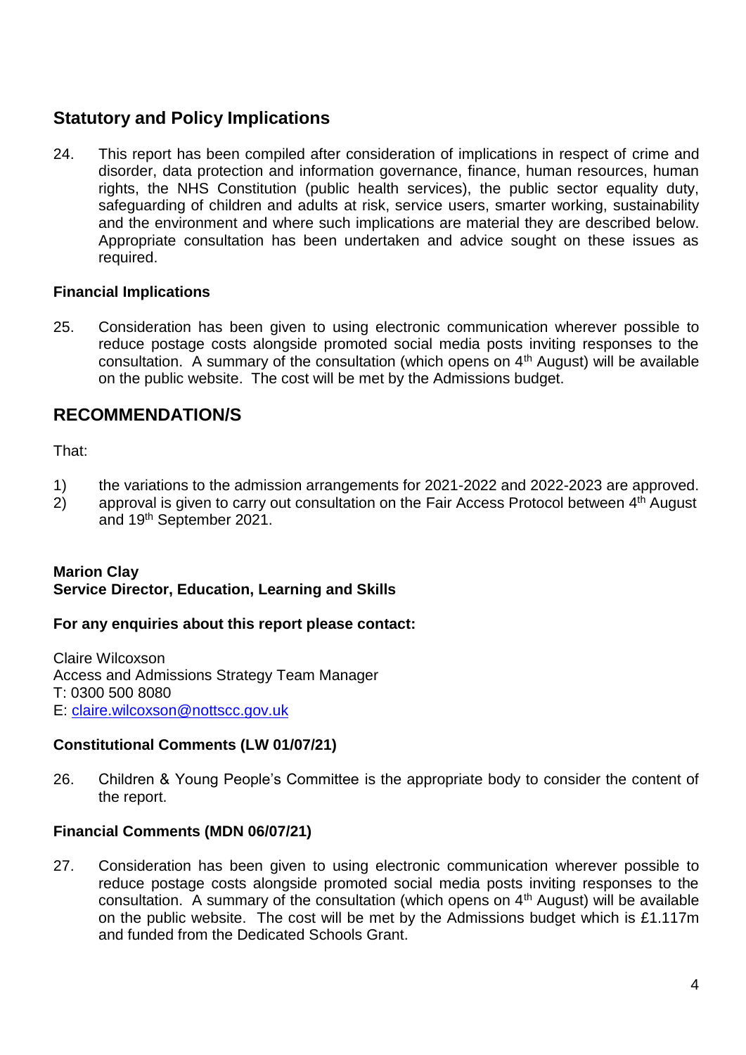## Statutory and Policy Implications

24. This report has been compiled after consideration of implications in respect of crime and disorder, data protection and information governance, finance, human resources, human rights, the NHS Constitution (public health services), the public sector equality duty, safeguarding of children and adults at risk, service users, smarter working, sustainability and the environment and where such implications are material they are described below. Appropriate consultation has been undertaken and advice sought on these issues as required.

### Financial Implications

25. Consideration has been given to using electronic communication wherever possible to reduce postage costs alongside promoted social media posts inviting responses to the consultation. A summary of the consultation (which opens on 4th August) will be available on the public website. The cost will be met by the Admissions budget.

## RECOMMENDATION/S

That:

1) the variations to the admission arrangements for 2021-2022 and 2022-2023 are approved.
2) approval is given to carry out consultation on the Fair Access Protocol between 4th August and 19th September 2021.

**Marion Clay**
**Service Director, Education, Learning and Skills**

**For any enquiries about this report please contact:**

Claire Wilcoxson
Access and Admissions Strategy Team Manager
T: 0300 500 8080
E: claire.wilcoxson@nottscc.gov.uk

### Constitutional Comments (LW 01/07/21)

26. Children & Young People's Committee is the appropriate body to consider the content of the report.

### Financial Comments (MDN 06/07/21)

27. Consideration has been given to using electronic communication wherever possible to reduce postage costs alongside promoted social media posts inviting responses to the consultation. A summary of the consultation (which opens on 4th August) will be available on the public website. The cost will be met by the Admissions budget which is £1.117m and funded from the Dedicated Schools Grant.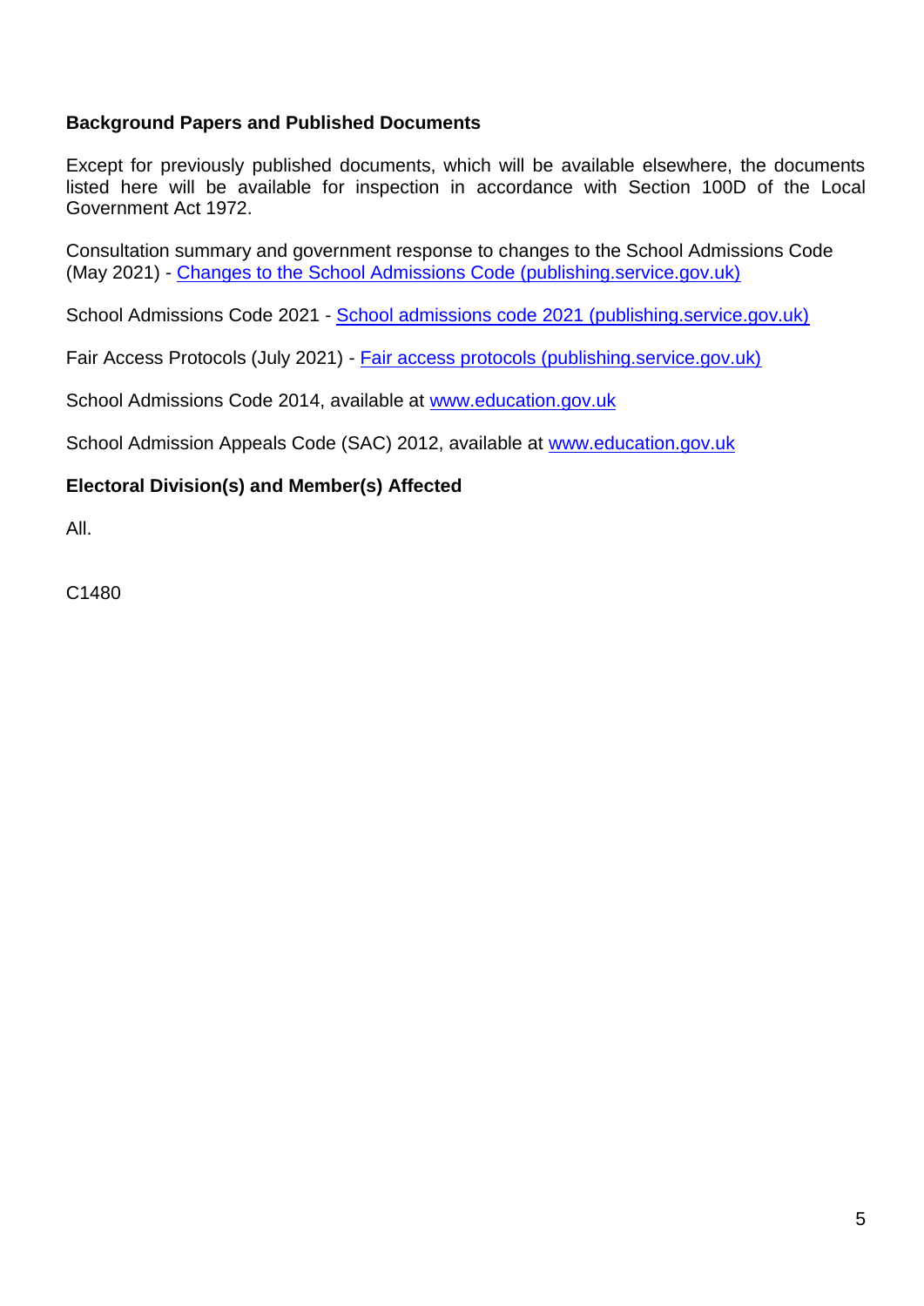**Background Papers and Published Documents**

Except for previously published documents, which will be available elsewhere, the documents listed here will be available for inspection in accordance with Section 100D of the Local Government Act 1972.

Consultation summary and government response to changes to the School Admissions Code (May 2021) - Changes to the School Admissions Code (publishing.service.gov.uk)

School Admissions Code 2021 - School admissions code 2021 (publishing.service.gov.uk)

Fair Access Protocols (July 2021) - Fair access protocols (publishing.service.gov.uk)

School Admissions Code 2014, available at www.education.gov.uk

School Admission Appeals Code (SAC) 2012, available at www.education.gov.uk

**Electoral Division(s) and Member(s) Affected**

All.

C1480